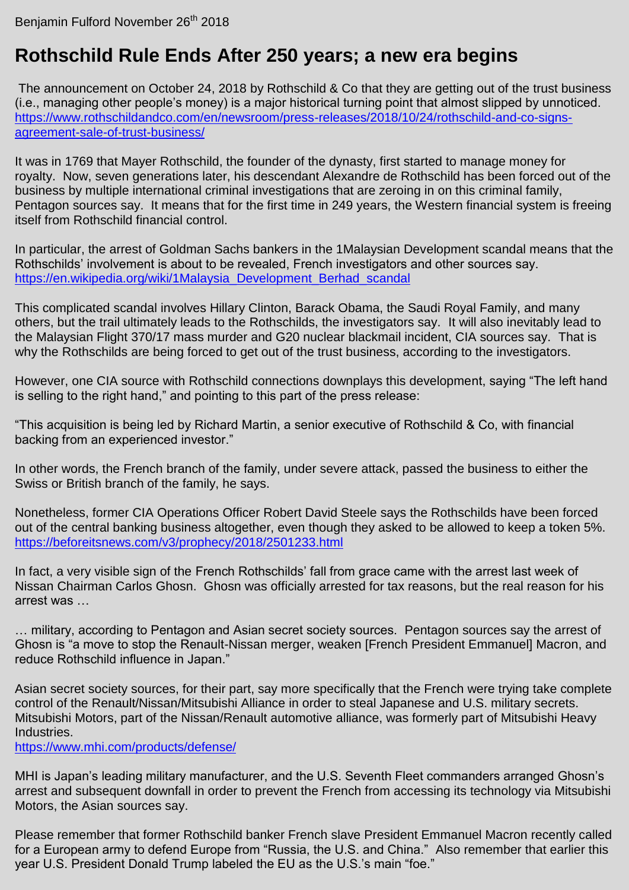Benjamin Fulford November 26th 2018

# Rothschild Rule Ends After 250 years; a new era begins

The announcement on October 24, 2018 by Rothschild & Co that they are getting out of the trust business (i.e., managing other people's money) is a major historical turning point that almost slipped by unnoticed. https://www.rothschildandco.com/en/newsroom/press-releases/2018/10/24/rothschild-and-co-signs-agreement-sale-of-trust-business/

It was in 1769 that Mayer Rothschild, the founder of the dynasty, first started to manage money for royalty. Now, seven generations later, his descendant Alexandre de Rothschild has been forced out of the business by multiple international criminal investigations that are zeroing in on this criminal family, Pentagon sources say. It means that for the first time in 249 years, the Western financial system is freeing itself from Rothschild financial control.

In particular, the arrest of Goldman Sachs bankers in the 1Malaysian Development scandal means that the Rothschilds' involvement is about to be revealed, French investigators and other sources say. https://en.wikipedia.org/wiki/1Malaysia_Development_Berhad_scandal

This complicated scandal involves Hillary Clinton, Barack Obama, the Saudi Royal Family, and many others, but the trail ultimately leads to the Rothschilds, the investigators say. It will also inevitably lead to the Malaysian Flight 370/17 mass murder and G20 nuclear blackmail incident, CIA sources say. That is why the Rothschilds are being forced to get out of the trust business, according to the investigators.

However, one CIA source with Rothschild connections downplays this development, saying "The left hand is selling to the right hand," and pointing to this part of the press release:

"This acquisition is being led by Richard Martin, a senior executive of Rothschild & Co, with financial backing from an experienced investor."

In other words, the French branch of the family, under severe attack, passed the business to either the Swiss or British branch of the family, he says.

Nonetheless, former CIA Operations Officer Robert David Steele says the Rothschilds have been forced out of the central banking business altogether, even though they asked to be allowed to keep a token 5%. https://beforeitsnews.com/v3/prophecy/2018/2501233.html

In fact, a very visible sign of the French Rothschilds' fall from grace came with the arrest last week of Nissan Chairman Carlos Ghosn. Ghosn was officially arrested for tax reasons, but the real reason for his arrest was …

… military, according to Pentagon and Asian secret society sources. Pentagon sources say the arrest of Ghosn is "a move to stop the Renault-Nissan merger, weaken [French President Emmanuel] Macron, and reduce Rothschild influence in Japan."

Asian secret society sources, for their part, say more specifically that the French were trying take complete control of the Renault/Nissan/Mitsubishi Alliance in order to steal Japanese and U.S. military secrets. Mitsubishi Motors, part of the Nissan/Renault automotive alliance, was formerly part of Mitsubishi Heavy Industries.
https://www.mhi.com/products/defense/

MHI is Japan's leading military manufacturer, and the U.S. Seventh Fleet commanders arranged Ghosn's arrest and subsequent downfall in order to prevent the French from accessing its technology via Mitsubishi Motors, the Asian sources say.

Please remember that former Rothschild banker French slave President Emmanuel Macron recently called for a European army to defend Europe from "Russia, the U.S. and China." Also remember that earlier this year U.S. President Donald Trump labeled the EU as the U.S.'s main "foe."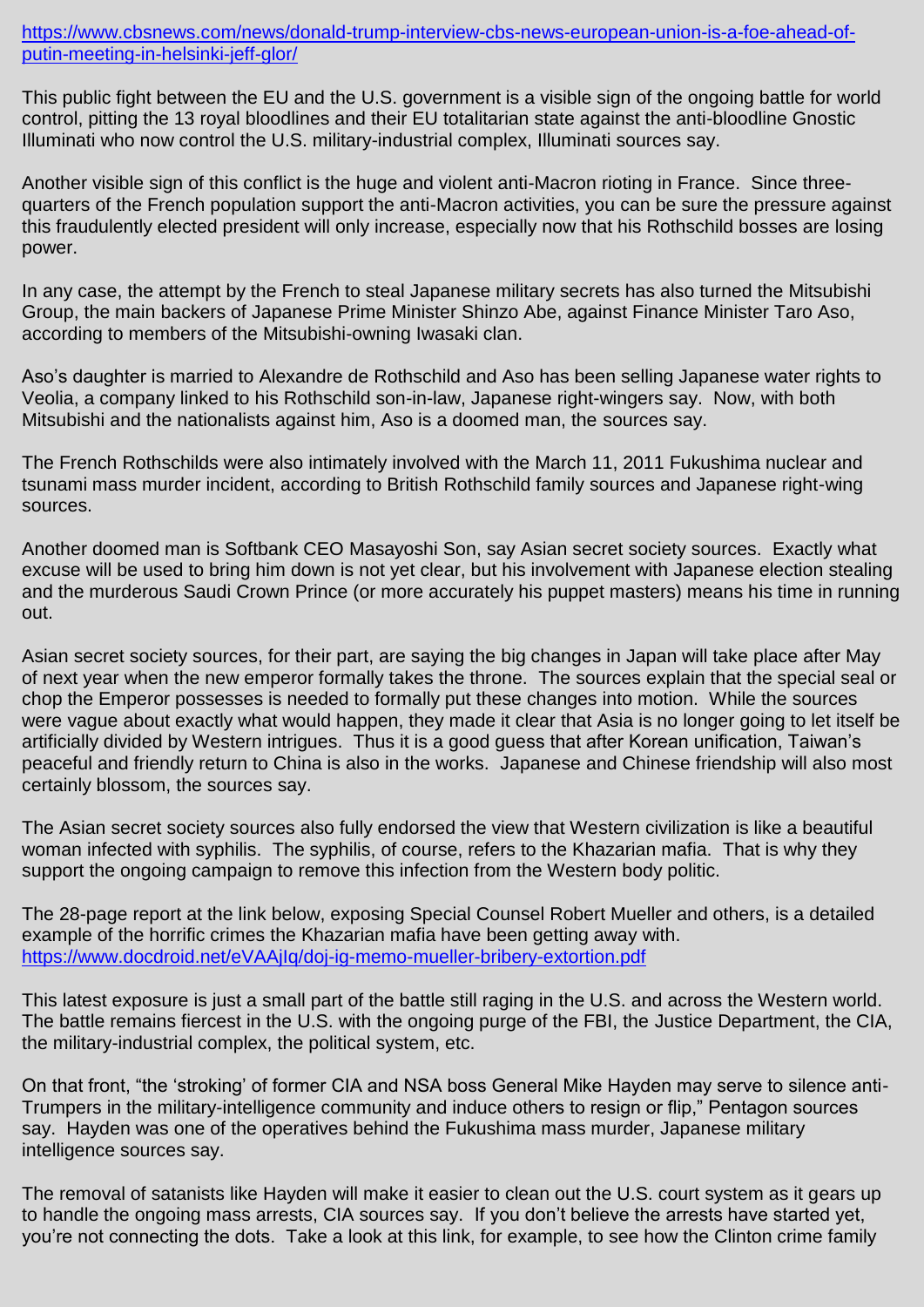https://www.cbsnews.com/news/donald-trump-interview-cbs-news-european-union-is-a-foe-ahead-of-putin-meeting-in-helsinki-jeff-glor/

This public fight between the EU and the U.S. government is a visible sign of the ongoing battle for world control, pitting the 13 royal bloodlines and their EU totalitarian state against the anti-bloodline Gnostic Illuminati who now control the U.S. military-industrial complex, Illuminati sources say.

Another visible sign of this conflict is the huge and violent anti-Macron rioting in France. Since three-quarters of the French population support the anti-Macron activities, you can be sure the pressure against this fraudulently elected president will only increase, especially now that his Rothschild bosses are losing power.

In any case, the attempt by the French to steal Japanese military secrets has also turned the Mitsubishi Group, the main backers of Japanese Prime Minister Shinzo Abe, against Finance Minister Taro Aso, according to members of the Mitsubishi-owning Iwasaki clan.

Aso's daughter is married to Alexandre de Rothschild and Aso has been selling Japanese water rights to Veolia, a company linked to his Rothschild son-in-law, Japanese right-wingers say. Now, with both Mitsubishi and the nationalists against him, Aso is a doomed man, the sources say.

The French Rothschilds were also intimately involved with the March 11, 2011 Fukushima nuclear and tsunami mass murder incident, according to British Rothschild family sources and Japanese right-wing sources.

Another doomed man is Softbank CEO Masayoshi Son, say Asian secret society sources. Exactly what excuse will be used to bring him down is not yet clear, but his involvement with Japanese election stealing and the murderous Saudi Crown Prince (or more accurately his puppet masters) means his time in running out.

Asian secret society sources, for their part, are saying the big changes in Japan will take place after May of next year when the new emperor formally takes the throne. The sources explain that the special seal or chop the Emperor possesses is needed to formally put these changes into motion. While the sources were vague about exactly what would happen, they made it clear that Asia is no longer going to let itself be artificially divided by Western intrigues. Thus it is a good guess that after Korean unification, Taiwan's peaceful and friendly return to China is also in the works. Japanese and Chinese friendship will also most certainly blossom, the sources say.

The Asian secret society sources also fully endorsed the view that Western civilization is like a beautiful woman infected with syphilis. The syphilis, of course, refers to the Khazarian mafia. That is why they support the ongoing campaign to remove this infection from the Western body politic.

The 28-page report at the link below, exposing Special Counsel Robert Mueller and others, is a detailed example of the horrific crimes the Khazarian mafia have been getting away with.
https://www.docdroid.net/eVAAjIq/doj-ig-memo-mueller-bribery-extortion.pdf

This latest exposure is just a small part of the battle still raging in the U.S. and across the Western world. The battle remains fiercest in the U.S. with the ongoing purge of the FBI, the Justice Department, the CIA, the military-industrial complex, the political system, etc.

On that front, "the 'stroking' of former CIA and NSA boss General Mike Hayden may serve to silence anti-Trumpers in the military-intelligence community and induce others to resign or flip," Pentagon sources say. Hayden was one of the operatives behind the Fukushima mass murder, Japanese military intelligence sources say.

The removal of satanists like Hayden will make it easier to clean out the U.S. court system as it gears up to handle the ongoing mass arrests, CIA sources say. If you don't believe the arrests have started yet, you're not connecting the dots. Take a look at this link, for example, to see how the Clinton crime family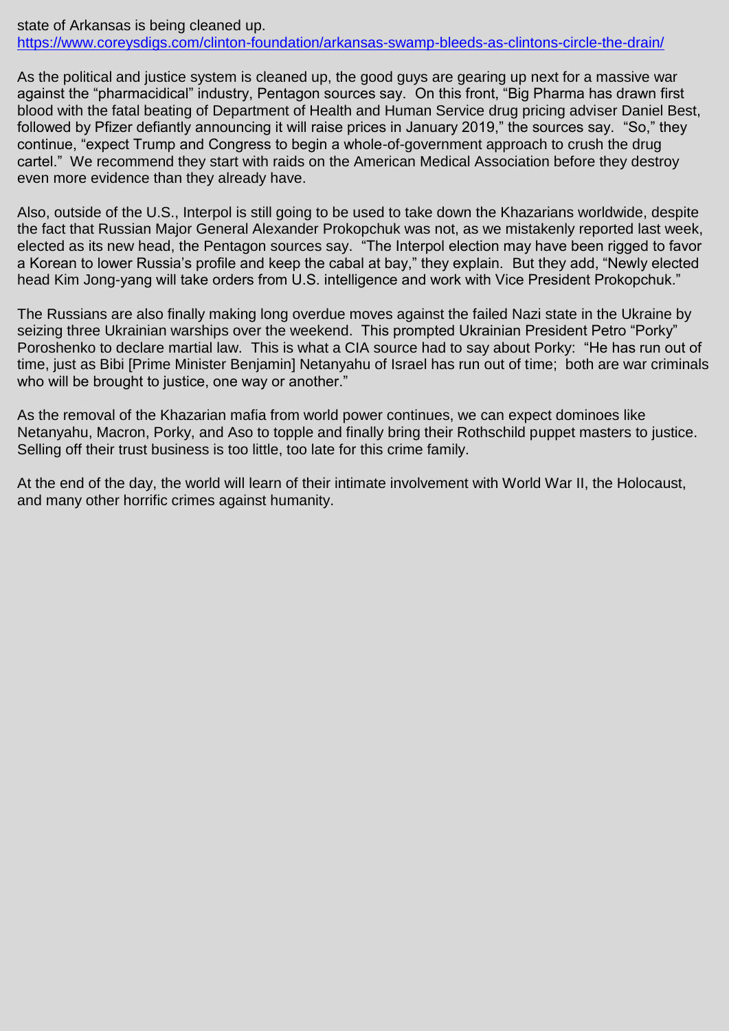state of Arkansas is being cleaned up.
https://www.coreysdigs.com/clinton-foundation/arkansas-swamp-bleeds-as-clintons-circle-the-drain/

As the political and justice system is cleaned up, the good guys are gearing up next for a massive war against the "pharmacidical" industry, Pentagon sources say. On this front, "Big Pharma has drawn first blood with the fatal beating of Department of Health and Human Service drug pricing adviser Daniel Best, followed by Pfizer defiantly announcing it will raise prices in January 2019," the sources say. "So," they continue, "expect Trump and Congress to begin a whole-of-government approach to crush the drug cartel." We recommend they start with raids on the American Medical Association before they destroy even more evidence than they already have.

Also, outside of the U.S., Interpol is still going to be used to take down the Khazarians worldwide, despite the fact that Russian Major General Alexander Prokopchuk was not, as we mistakenly reported last week, elected as its new head, the Pentagon sources say. "The Interpol election may have been rigged to favor a Korean to lower Russia's profile and keep the cabal at bay," they explain. But they add, "Newly elected head Kim Jong-yang will take orders from U.S. intelligence and work with Vice President Prokopchuk."

The Russians are also finally making long overdue moves against the failed Nazi state in the Ukraine by seizing three Ukrainian warships over the weekend. This prompted Ukrainian President Petro "Porky" Poroshenko to declare martial law. This is what a CIA source had to say about Porky: "He has run out of time, just as Bibi [Prime Minister Benjamin] Netanyahu of Israel has run out of time; both are war criminals who will be brought to justice, one way or another."

As the removal of the Khazarian mafia from world power continues, we can expect dominoes like Netanyahu, Macron, Porky, and Aso to topple and finally bring their Rothschild puppet masters to justice. Selling off their trust business is too little, too late for this crime family.

At the end of the day, the world will learn of their intimate involvement with World War II, the Holocaust, and many other horrific crimes against humanity.